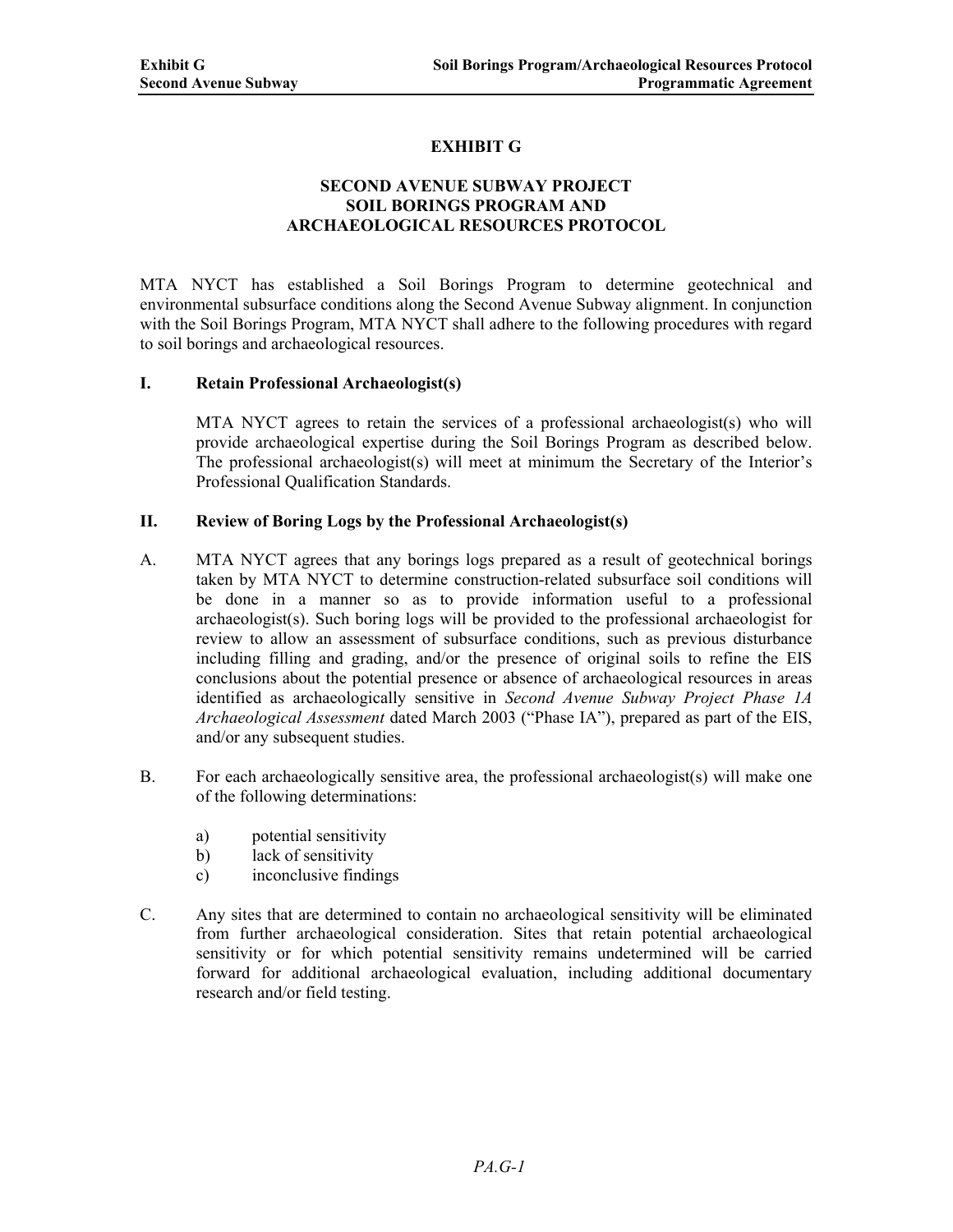# EXHIBIT G

## SECOND AVENUE SUBWAY PROJECT
## SOIL BORINGS PROGRAM AND
## ARCHAEOLOGICAL RESOURCES PROTOCOL

MTA NYCT has established a Soil Borings Program to determine geotechnical and environmental subsurface conditions along the Second Avenue Subway alignment. In conjunction with the Soil Borings Program, MTA NYCT shall adhere to the following procedures with regard to soil borings and archaeological resources.

### I. Retain Professional Archaeologist(s)

MTA NYCT agrees to retain the services of a professional archaeologist(s) who will provide archaeological expertise during the Soil Borings Program as described below. The professional archaeologist(s) will meet at minimum the Secretary of the Interior's Professional Qualification Standards.

### II. Review of Boring Logs by the Professional Archaeologist(s)

A. MTA NYCT agrees that any borings logs prepared as a result of geotechnical borings taken by MTA NYCT to determine construction-related subsurface soil conditions will be done in a manner so as to provide information useful to a professional archaeologist(s). Such boring logs will be provided to the professional archaeologist for review to allow an assessment of subsurface conditions, such as previous disturbance including filling and grading, and/or the presence of original soils to refine the EIS conclusions about the potential presence or absence of archaeological resources in areas identified as archaeologically sensitive in *Second Avenue Subway Project Phase 1A Archaeological Assessment* dated March 2003 ("Phase IA"), prepared as part of the EIS, and/or any subsequent studies.

B. For each archaeologically sensitive area, the professional archaeologist(s) will make one of the following determinations:

   a) potential sensitivity
   b) lack of sensitivity
   c) inconclusive findings

C. Any sites that are determined to contain no archaeological sensitivity will be eliminated from further archaeological consideration. Sites that retain potential archaeological sensitivity or for which potential sensitivity remains undetermined will be carried forward for additional archaeological evaluation, including additional documentary research and/or field testing.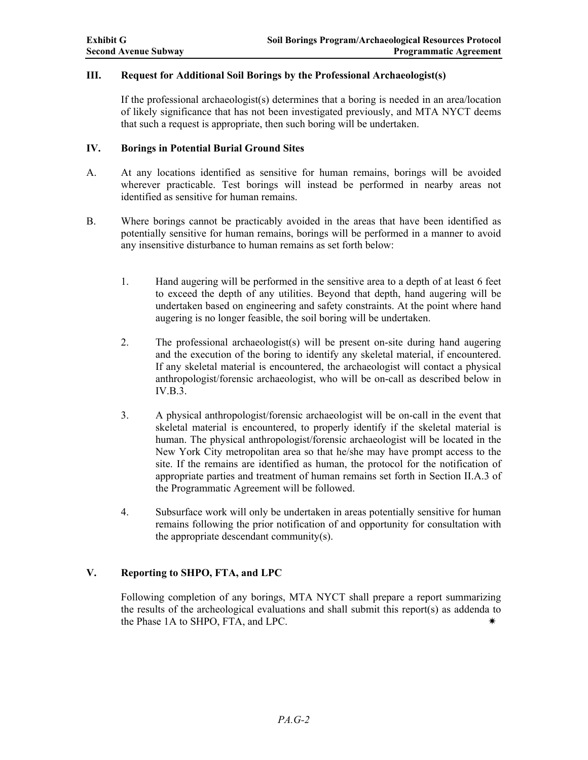### III. Request for Additional Soil Borings by the Professional Archaeologist(s)

If the professional archaeologist(s) determines that a boring is needed in an area/location of likely significance that has not been investigated previously, and MTA NYCT deems that such a request is appropriate, then such boring will be undertaken.

### IV. Borings in Potential Burial Ground Sites

A. At any locations identified as sensitive for human remains, borings will be avoided wherever practicable. Test borings will instead be performed in nearby areas not identified as sensitive for human remains.

B. Where borings cannot be practicably avoided in the areas that have been identified as potentially sensitive for human remains, borings will be performed in a manner to avoid any insensitive disturbance to human remains as set forth below:

1. Hand augering will be performed in the sensitive area to a depth of at least 6 feet to exceed the depth of any utilities. Beyond that depth, hand augering will be undertaken based on engineering and safety constraints. At the point where hand augering is no longer feasible, the soil boring will be undertaken.

2. The professional archaeologist(s) will be present on-site during hand augering and the execution of the boring to identify any skeletal material, if encountered. If any skeletal material is encountered, the archaeologist will contact a physical anthropologist/forensic archaeologist, who will be on-call as described below in IV.B.3.

3. A physical anthropologist/forensic archaeologist will be on-call in the event that skeletal material is encountered, to properly identify if the skeletal material is human. The physical anthropologist/forensic archaeologist will be located in the New York City metropolitan area so that he/she may have prompt access to the site. If the remains are identified as human, the protocol for the notification of appropriate parties and treatment of human remains set forth in Section II.A.3 of the Programmatic Agreement will be followed.

4. Subsurface work will only be undertaken in areas potentially sensitive for human remains following the prior notification of and opportunity for consultation with the appropriate descendant community(s).

### V. Reporting to SHPO, FTA, and LPC

Following completion of any borings, MTA NYCT shall prepare a report summarizing the results of the archeological evaluations and shall submit this report(s) as addenda to the Phase 1A to SHPO, FTA, and LPC. ✷